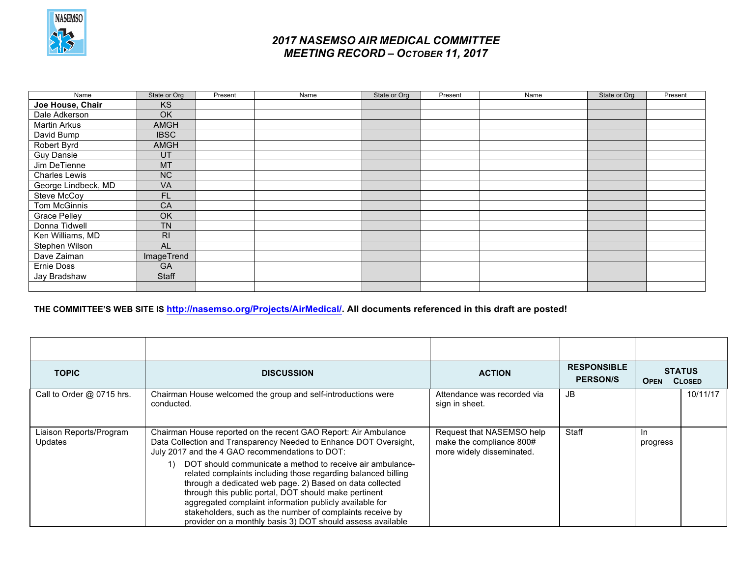# 2017 NASEMSO AIR MEDICAL COMMITTEE
# MEETING RECORD – OCTOBER 11, 2017

| Name | State or Org | Present | Name | State or Org | Present | Name | State or Org | Present |
|---|---|---|---|---|---|---|---|---|
| **Joe House, Chair** | KS | | | | | | | |
| Dale Adkerson | OK | | | | | | | |
| Martin Arkus | AMGH | | | | | | | |
| David Bump | IBSC | | | | | | | |
| Robert Byrd | AMGH | | | | | | | |
| Guy Dansie | UT | | | | | | | |
| Jim DeTienne | MT | | | | | | | |
| Charles Lewis | NC | | | | | | | |
| George Lindbeck, MD | VA | | | | | | | |
| Steve McCoy | FL | | | | | | | |
| Tom McGinnis | CA | | | | | | | |
| Grace Pelley | OK | | | | | | | |
| Donna Tidwell | TN | | | | | | | |
| Ken Williams, MD | RI | | | | | | | |
| Stephen Wilson | AL | | | | | | | |
| Dave Zaiman | ImageTrend | | | | | | | |
| Ernie Doss | GA | | | | | | | |
| Jay Bradshaw | Staff | | | | | | | |
| | | | | | | | | |

**THE COMMITTEE'S WEB SITE IS http://nasemso.org/Projects/AirMedical/. All documents referenced in this draft are posted!**

| TOPIC | DISCUSSION | ACTION | RESPONSIBLE PERSON/S | STATUS OPEN | STATUS CLOSED |
|---|---|---|---|---|---|
| Call to Order @ 0715 hrs. | Chairman House welcomed the group and self-introductions were conducted. | Attendance was recorded via sign in sheet. | JB | | 10/11/17 |
| Liaison Reports/Program Updates | Chairman House reported on the recent GAO Report: Air Ambulance Data Collection and Transparency Needed to Enhance DOT Oversight, July 2017 and the 4 GAO recommendations to DOT:<br>1) DOT should communicate a method to receive air ambulance-related complaints including those regarding balanced billing through a dedicated web page. 2) Based on data collected through this public portal, DOT should make pertinent aggregated complaint information publicly available for stakeholders, such as the number of complaints receive by provider on a monthly basis 3) DOT should assess available | Request that NASEMSO help make the compliance 800# more widely disseminated. | Staff | In progress | |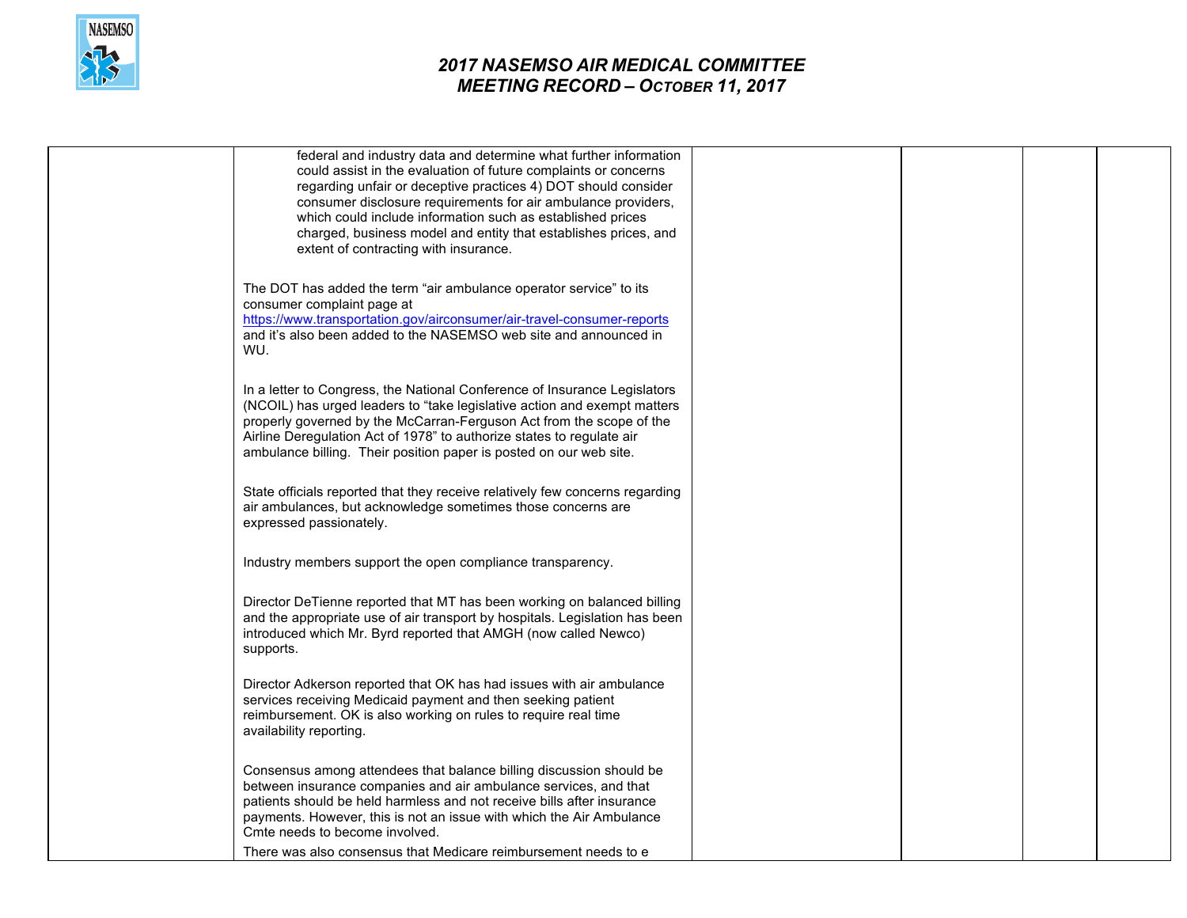| | | | | | |
|---|---|---|---|---|---|
| | federal and industry data and determine what further information could assist in the evaluation of future complaints or concerns regarding unfair or deceptive practices 4) DOT should consider consumer disclosure requirements for air ambulance providers, which could include information such as established prices charged, business model and entity that establishes prices, and extent of contracting with insurance.<br><br>The DOT has added the term "air ambulance operator service" to its consumer complaint page at https://www.transportation.gov/airconsumer/air-travel-consumer-reports and it's also been added to the NASEMSO web site and announced in WU.<br><br>In a letter to Congress, the National Conference of Insurance Legislators (NCOIL) has urged leaders to "take legislative action and exempt matters properly governed by the McCarran-Ferguson Act from the scope of the Airline Deregulation Act of 1978" to authorize states to regulate air ambulance billing. Their position paper is posted on our web site.<br><br>State officials reported that they receive relatively few concerns regarding air ambulances, but acknowledge sometimes those concerns are expressed passionately.<br><br>Industry members support the open compliance transparency.<br><br>Director DeTienne reported that MT has been working on balanced billing and the appropriate use of air transport by hospitals. Legislation has been introduced which Mr. Byrd reported that AMGH (now called Newco) supports.<br><br>Director Adkerson reported that OK has had issues with air ambulance services receiving Medicaid payment and then seeking patient reimbursement. OK is also working on rules to require real time availability reporting.<br><br>Consensus among attendees that balance billing discussion should be between insurance companies and air ambulance services, and that patients should be held harmless and not receive bills after insurance payments. However, this is not an issue with which the Air Ambulance Cmte needs to become involved.<br><br>There was also consensus that Medicare reimbursement needs to e | | | | |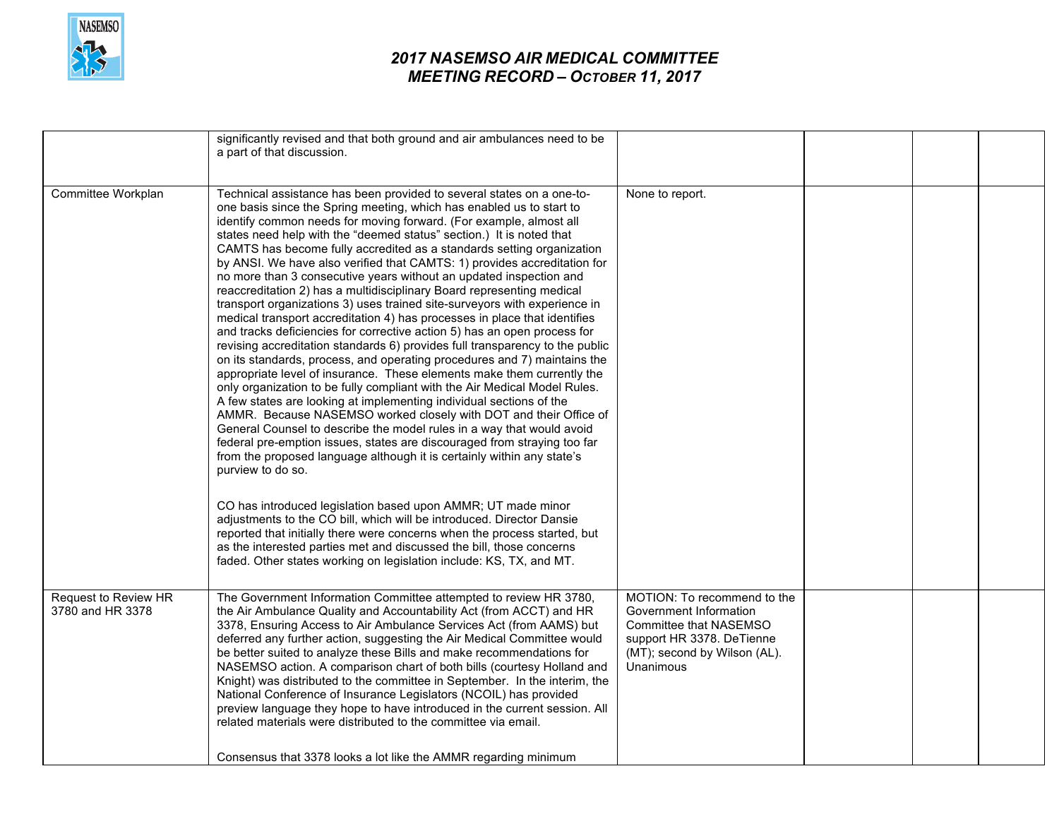| | | | | | |
|---|---|---|---|---|---|
| | significantly revised and that both ground and air ambulances need to be a part of that discussion. | | | | |
| Committee Workplan | Technical assistance has been provided to several states on a one-to-one basis since the Spring meeting, which has enabled us to start to identify common needs for moving forward. (For example, almost all states need help with the "deemed status" section.) It is noted that CAMTS has become fully accredited as a standards setting organization by ANSI. We have also verified that CAMTS: 1) provides accreditation for no more than 3 consecutive years without an updated inspection and reaccreditation 2) has a multidisciplinary Board representing medical transport organizations 3) uses trained site-surveyors with experience in medical transport accreditation 4) has processes in place that identifies and tracks deficiencies for corrective action 5) has an open process for revising accreditation standards 6) provides full transparency to the public on its standards, process, and operating procedures and 7) maintains the appropriate level of insurance. These elements make them currently the only organization to be fully compliant with the Air Medical Model Rules. A few states are looking at implementing individual sections of the AMMR. Because NASEMSO worked closely with DOT and their Office of General Counsel to describe the model rules in a way that would avoid federal pre-emption issues, states are discouraged from straying too far from the proposed language although it is certainly within any state's purview to do so.<br><br>CO has introduced legislation based upon AMMR; UT made minor adjustments to the CO bill, which will be introduced. Director Dansie reported that initially there were concerns when the process started, but as the interested parties met and discussed the bill, those concerns faded. Other states working on legislation include: KS, TX, and MT. | None to report. | | | |
| Request to Review HR 3780 and HR 3378 | The Government Information Committee attempted to review HR 3780, the Air Ambulance Quality and Accountability Act (from ACCT) and HR 3378, Ensuring Access to Air Ambulance Services Act (from AAMS) but deferred any further action, suggesting the Air Medical Committee would be better suited to analyze these Bills and make recommendations for NASEMSO action. A comparison chart of both bills (courtesy Holland and Knight) was distributed to the committee in September. In the interim, the National Conference of Insurance Legislators (NCOIL) has provided preview language they hope to have introduced in the current session. All related materials were distributed to the committee via email.<br><br>Consensus that 3378 looks a lot like the AMMR regarding minimum | MOTION: To recommend to the Government Information Committee that NASEMSO support HR 3378. DeTienne (MT); second by Wilson (AL). Unanimous | | | |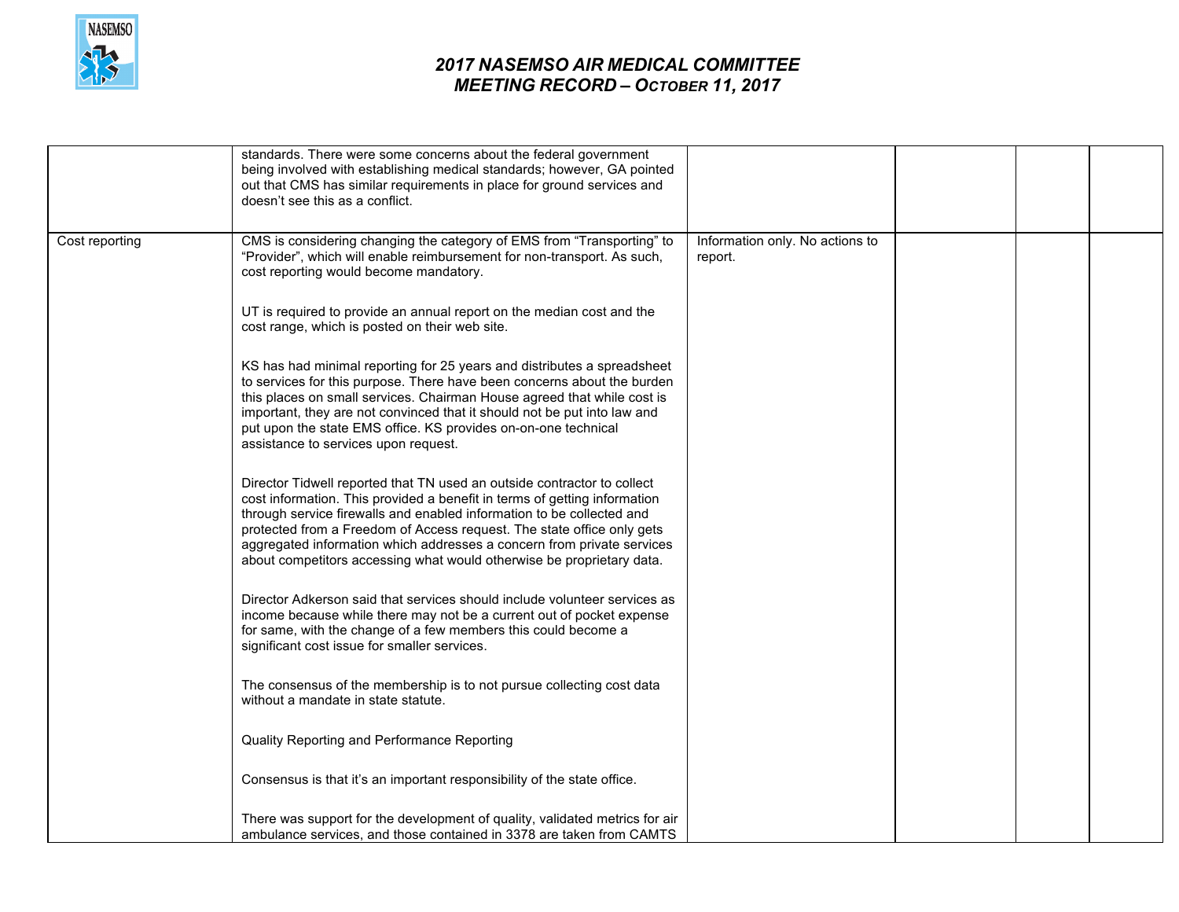| | | | | | |
|---|---|---|---|---|---|
| | standards. There were some concerns about the federal government being involved with establishing medical standards; however, GA pointed out that CMS has similar requirements in place for ground services and doesn't see this as a conflict. | | | | |
| Cost reporting | CMS is considering changing the category of EMS from "Transporting" to "Provider", which will enable reimbursement for non-transport. As such, cost reporting would become mandatory.<br><br>UT is required to provide an annual report on the median cost and the cost range, which is posted on their web site.<br><br>KS has had minimal reporting for 25 years and distributes a spreadsheet to services for this purpose. There have been concerns about the burden this places on small services. Chairman House agreed that while cost is important, they are not convinced that it should not be put into law and put upon the state EMS office. KS provides on-on-one technical assistance to services upon request.<br><br>Director Tidwell reported that TN used an outside contractor to collect cost information. This provided a benefit in terms of getting information through service firewalls and enabled information to be collected and protected from a Freedom of Access request. The state office only gets aggregated information which addresses a concern from private services about competitors accessing what would otherwise be proprietary data.<br><br>Director Adkerson said that services should include volunteer services as income because while there may not be a current out of pocket expense for same, with the change of a few members this could become a significant cost issue for smaller services.<br><br>The consensus of the membership is to not pursue collecting cost data without a mandate in state statute.<br><br>Quality Reporting and Performance Reporting<br><br>Consensus is that it's an important responsibility of the state office.<br><br>There was support for the development of quality, validated metrics for air ambulance services, and those contained in 3378 are taken from CAMTS | Information only. No actions to report. | | | |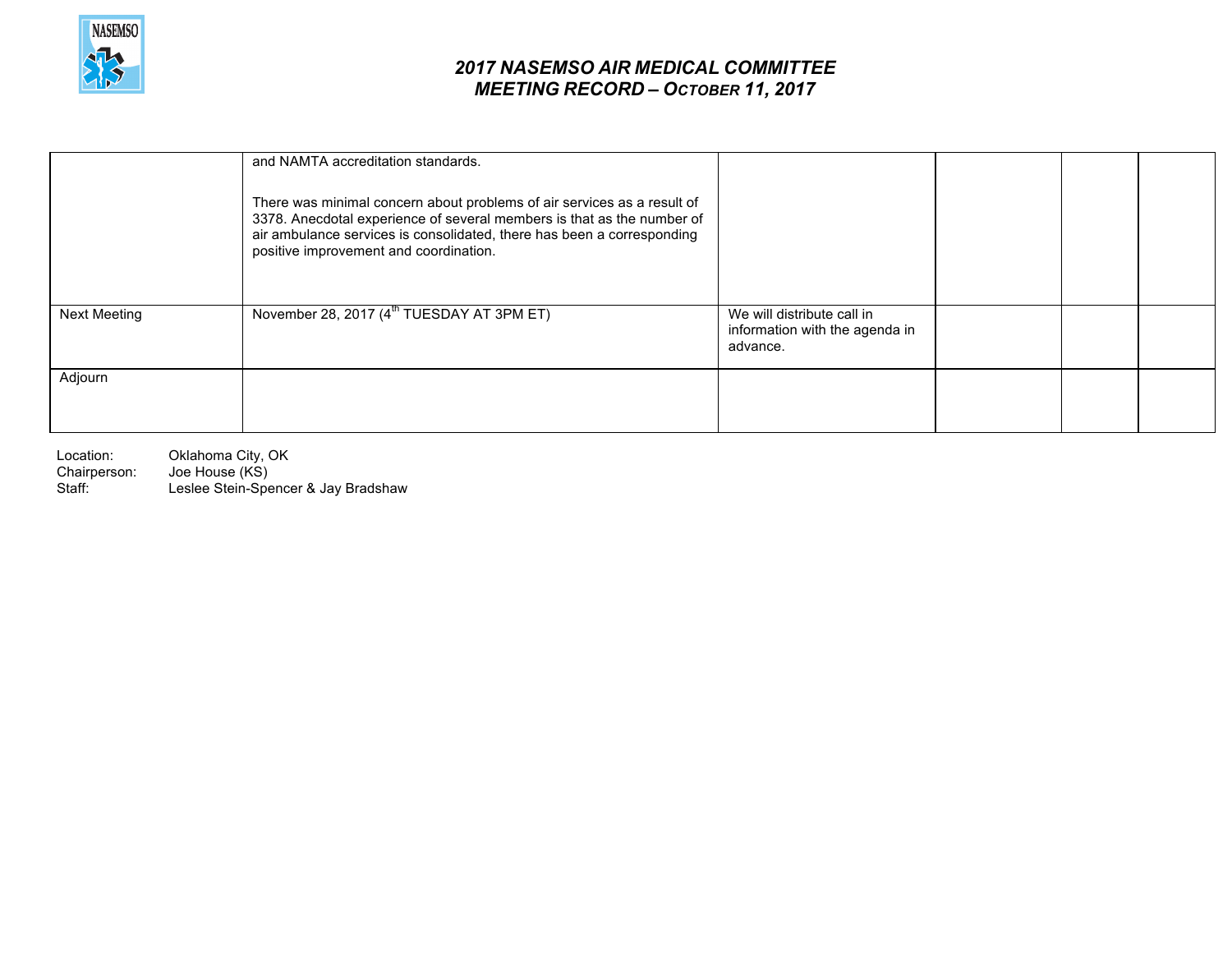# 2017 NASEMSO AIR MEDICAL COMMITTEE
# MEETING RECORD – OCTOBER 11, 2017

| | | | | | |
|---|---|---|---|---|---|
| | and NAMTA accreditation standards.<br><br>There was minimal concern about problems of air services as a result of 3378. Anecdotal experience of several members is that as the number of air ambulance services is consolidated, there has been a corresponding positive improvement and coordination. | | | | |
| Next Meeting | November 28, 2017 (4th TUESDAY AT 3PM ET) | We will distribute call in information with the agenda in advance. | | | |
| Adjourn | | | | | |

Location: Oklahoma City, OK
Chairperson: Joe House (KS)
Staff: Leslee Stein-Spencer & Jay Bradshaw